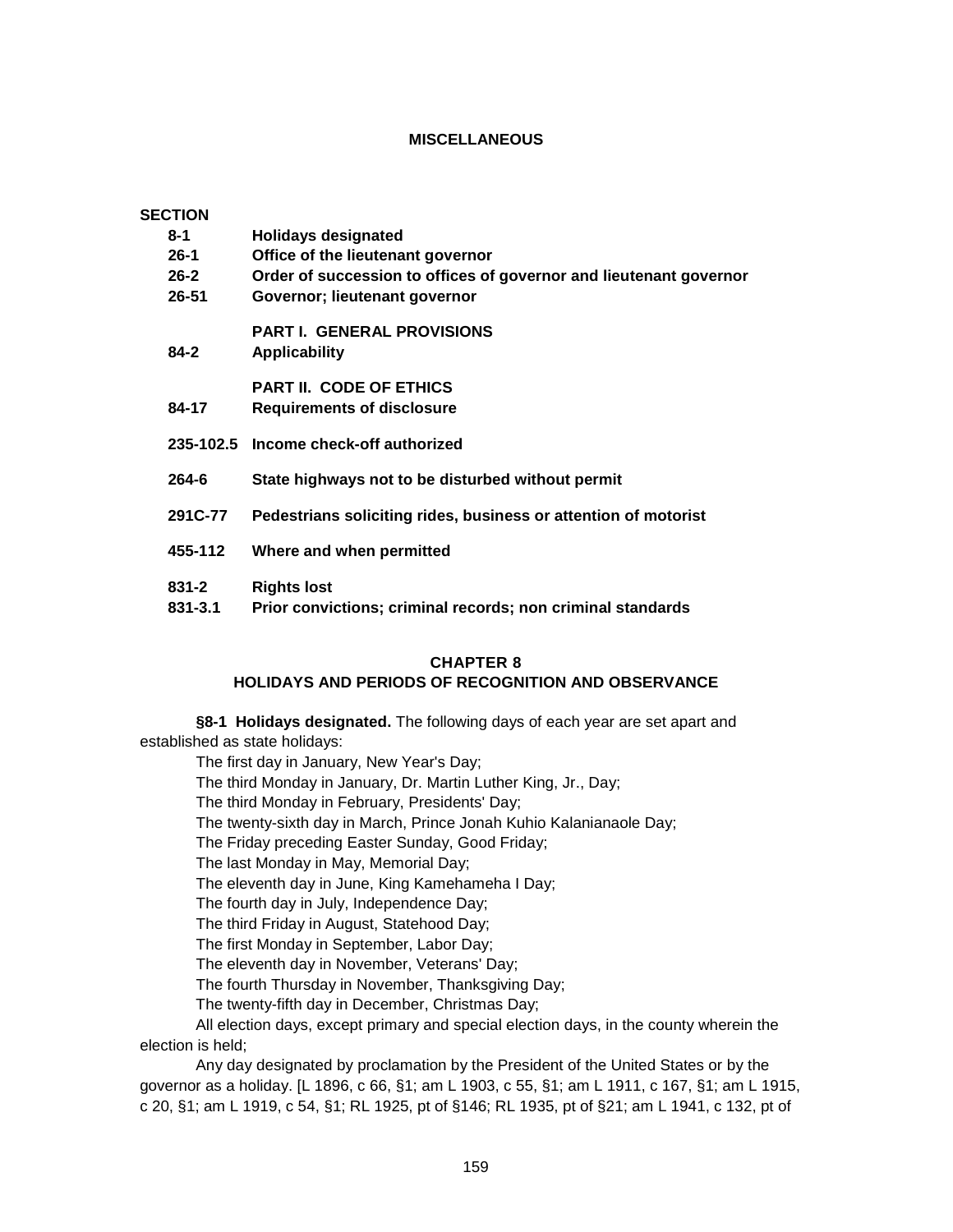## MISCELLANEOUS

**SECTION**

| | |
|---|---|
| **8-1** | **Holidays designated** |
| **26-1** | **Office of the lieutenant governor** |
| **26-2** | **Order of succession to offices of governor and lieutenant governor** |
| **26-51** | **Governor; lieutenant governor** |
| | **PART I. GENERAL PROVISIONS** |
| **84-2** | **Applicability** |
| | **PART II. CODE OF ETHICS** |
| **84-17** | **Requirements of disclosure** |
| **235-102.5** | **Income check-off authorized** |
| **264-6** | **State highways not to be disturbed without permit** |
| **291C-77** | **Pedestrians soliciting rides, business or attention of motorist** |
| **455-112** | **Where and when permitted** |
| **831-2** | **Rights lost** |
| **831-3.1** | **Prior convictions; criminal records; non criminal standards** |

## CHAPTER 8
## HOLIDAYS AND PERIODS OF RECOGNITION AND OBSERVANCE

**§8-1 Holidays designated.** The following days of each year are set apart and established as state holidays:

The first day in January, New Year's Day;

The third Monday in January, Dr. Martin Luther King, Jr., Day;

The third Monday in February, Presidents' Day;

The twenty-sixth day in March, Prince Jonah Kuhio Kalanianaole Day;

The Friday preceding Easter Sunday, Good Friday;

The last Monday in May, Memorial Day;

The eleventh day in June, King Kamehameha I Day;

The fourth day in July, Independence Day;

The third Friday in August, Statehood Day;

The first Monday in September, Labor Day;

The eleventh day in November, Veterans' Day;

The fourth Thursday in November, Thanksgiving Day;

The twenty-fifth day in December, Christmas Day;

All election days, except primary and special election days, in the county wherein the election is held;

Any day designated by proclamation by the President of the United States or by the governor as a holiday. [L 1896, c 66, §1; am L 1903, c 55, §1; am L 1911, c 167, §1; am L 1915, c 20, §1; am L 1919, c 54, §1; RL 1925, pt of §146; RL 1935, pt of §21; am L 1941, c 132, pt of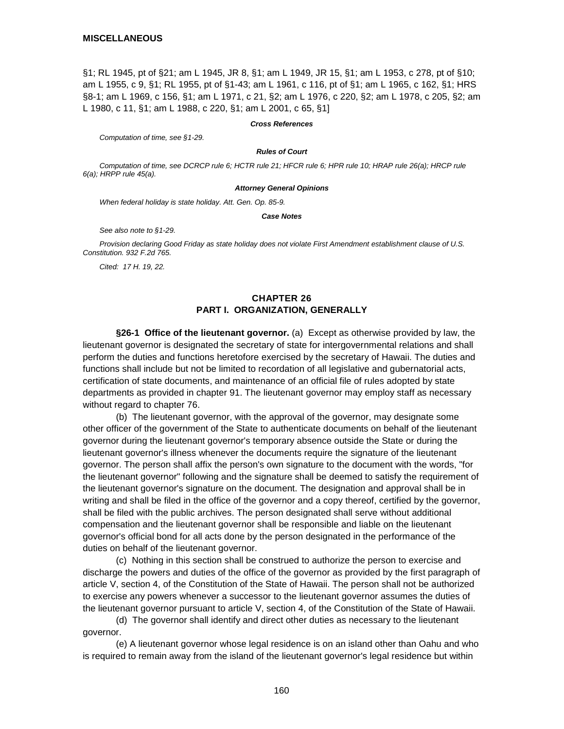§1; RL 1945, pt of §21; am L 1945, JR 8, §1; am L 1949, JR 15, §1; am L 1953, c 278, pt of §10; am L 1955, c 9, §1; RL 1955, pt of §1-43; am L 1961, c 116, pt of §1; am L 1965, c 162, §1; HRS §8-1; am L 1969, c 156, §1; am L 1971, c 21, §2; am L 1976, c 220, §2; am L 1978, c 205, §2; am L 1980, c 11, §1; am L 1988, c 220, §1; am L 2001, c 65, §1]

***Cross References***

*Computation of time, see §1-29.*

***Rules of Court***

*Computation of time, see DCRCP rule 6; HCTR rule 21; HFCR rule 6; HPR rule 10; HRAP rule 26(a); HRCP rule 6(a); HRPP rule 45(a).*

***Attorney General Opinions***

*When federal holiday is state holiday. Att. Gen. Op. 85-9.*

***Case Notes***

*See also note to §1-29.*

*Provision declaring Good Friday as state holiday does not violate First Amendment establishment clause of U.S. Constitution. 932 F.2d 765.*

*Cited: 17 H. 19, 22.*

## CHAPTER 26
## PART I. ORGANIZATION, GENERALLY

**§26-1 Office of the lieutenant governor.** (a) Except as otherwise provided by law, the lieutenant governor is designated the secretary of state for intergovernmental relations and shall perform the duties and functions heretofore exercised by the secretary of Hawaii. The duties and functions shall include but not be limited to recordation of all legislative and gubernatorial acts, certification of state documents, and maintenance of an official file of rules adopted by state departments as provided in chapter 91. The lieutenant governor may employ staff as necessary without regard to chapter 76.

(b) The lieutenant governor, with the approval of the governor, may designate some other officer of the government of the State to authenticate documents on behalf of the lieutenant governor during the lieutenant governor's temporary absence outside the State or during the lieutenant governor's illness whenever the documents require the signature of the lieutenant governor. The person shall affix the person's own signature to the document with the words, "for the lieutenant governor" following and the signature shall be deemed to satisfy the requirement of the lieutenant governor's signature on the document. The designation and approval shall be in writing and shall be filed in the office of the governor and a copy thereof, certified by the governor, shall be filed with the public archives. The person designated shall serve without additional compensation and the lieutenant governor shall be responsible and liable on the lieutenant governor's official bond for all acts done by the person designated in the performance of the duties on behalf of the lieutenant governor.

(c) Nothing in this section shall be construed to authorize the person to exercise and discharge the powers and duties of the office of the governor as provided by the first paragraph of article V, section 4, of the Constitution of the State of Hawaii. The person shall not be authorized to exercise any powers whenever a successor to the lieutenant governor assumes the duties of the lieutenant governor pursuant to article V, section 4, of the Constitution of the State of Hawaii.

(d) The governor shall identify and direct other duties as necessary to the lieutenant governor.

(e) A lieutenant governor whose legal residence is on an island other than Oahu and who is required to remain away from the island of the lieutenant governor's legal residence but within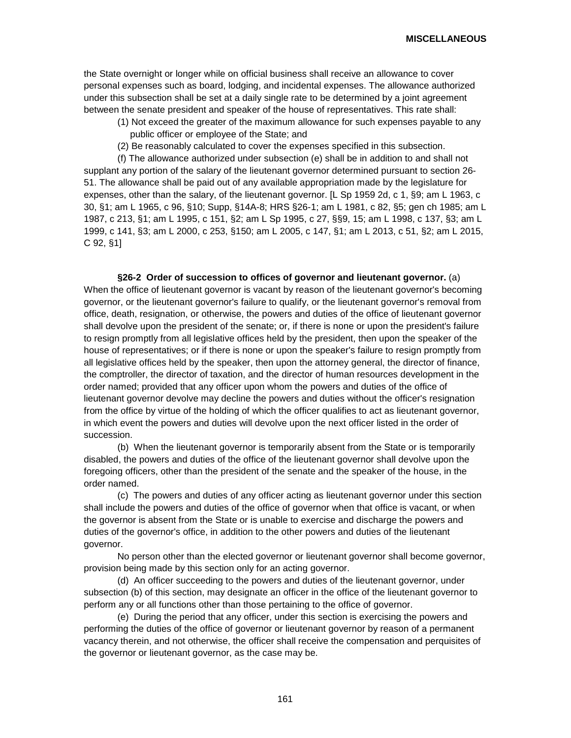the State overnight or longer while on official business shall receive an allowance to cover personal expenses such as board, lodging, and incidental expenses. The allowance authorized under this subsection shall be set at a daily single rate to be determined by a joint agreement between the senate president and speaker of the house of representatives. This rate shall:

(1) Not exceed the greater of the maximum allowance for such expenses payable to any public officer or employee of the State; and

(2) Be reasonably calculated to cover the expenses specified in this subsection.

(f) The allowance authorized under subsection (e) shall be in addition to and shall not supplant any portion of the salary of the lieutenant governor determined pursuant to section 26-51. The allowance shall be paid out of any available appropriation made by the legislature for expenses, other than the salary, of the lieutenant governor. [L Sp 1959 2d, c 1, §9; am L 1963, c 30, §1; am L 1965, c 96, §10; Supp, §14A-8; HRS §26-1; am L 1981, c 82, §5; gen ch 1985; am L 1987, c 213, §1; am L 1995, c 151, §2; am L Sp 1995, c 27, §§9, 15; am L 1998, c 137, §3; am L 1999, c 141, §3; am L 2000, c 253, §150; am L 2005, c 147, §1; am L 2013, c 51, §2; am L 2015, C 92, §1]

**§26-2 Order of succession to offices of governor and lieutenant governor.** (a) When the office of lieutenant governor is vacant by reason of the lieutenant governor's becoming governor, or the lieutenant governor's failure to qualify, or the lieutenant governor's removal from office, death, resignation, or otherwise, the powers and duties of the office of lieutenant governor shall devolve upon the president of the senate; or, if there is none or upon the president's failure to resign promptly from all legislative offices held by the president, then upon the speaker of the house of representatives; or if there is none or upon the speaker's failure to resign promptly from all legislative offices held by the speaker, then upon the attorney general, the director of finance, the comptroller, the director of taxation, and the director of human resources development in the order named; provided that any officer upon whom the powers and duties of the office of lieutenant governor devolve may decline the powers and duties without the officer's resignation from the office by virtue of the holding of which the officer qualifies to act as lieutenant governor, in which event the powers and duties will devolve upon the next officer listed in the order of succession.

(b) When the lieutenant governor is temporarily absent from the State or is temporarily disabled, the powers and duties of the office of the lieutenant governor shall devolve upon the foregoing officers, other than the president of the senate and the speaker of the house, in the order named.

(c) The powers and duties of any officer acting as lieutenant governor under this section shall include the powers and duties of the office of governor when that office is vacant, or when the governor is absent from the State or is unable to exercise and discharge the powers and duties of the governor's office, in addition to the other powers and duties of the lieutenant governor.

No person other than the elected governor or lieutenant governor shall become governor, provision being made by this section only for an acting governor.

(d) An officer succeeding to the powers and duties of the lieutenant governor, under subsection (b) of this section, may designate an officer in the office of the lieutenant governor to perform any or all functions other than those pertaining to the office of governor.

(e) During the period that any officer, under this section is exercising the powers and performing the duties of the office of governor or lieutenant governor by reason of a permanent vacancy therein, and not otherwise, the officer shall receive the compensation and perquisites of the governor or lieutenant governor, as the case may be.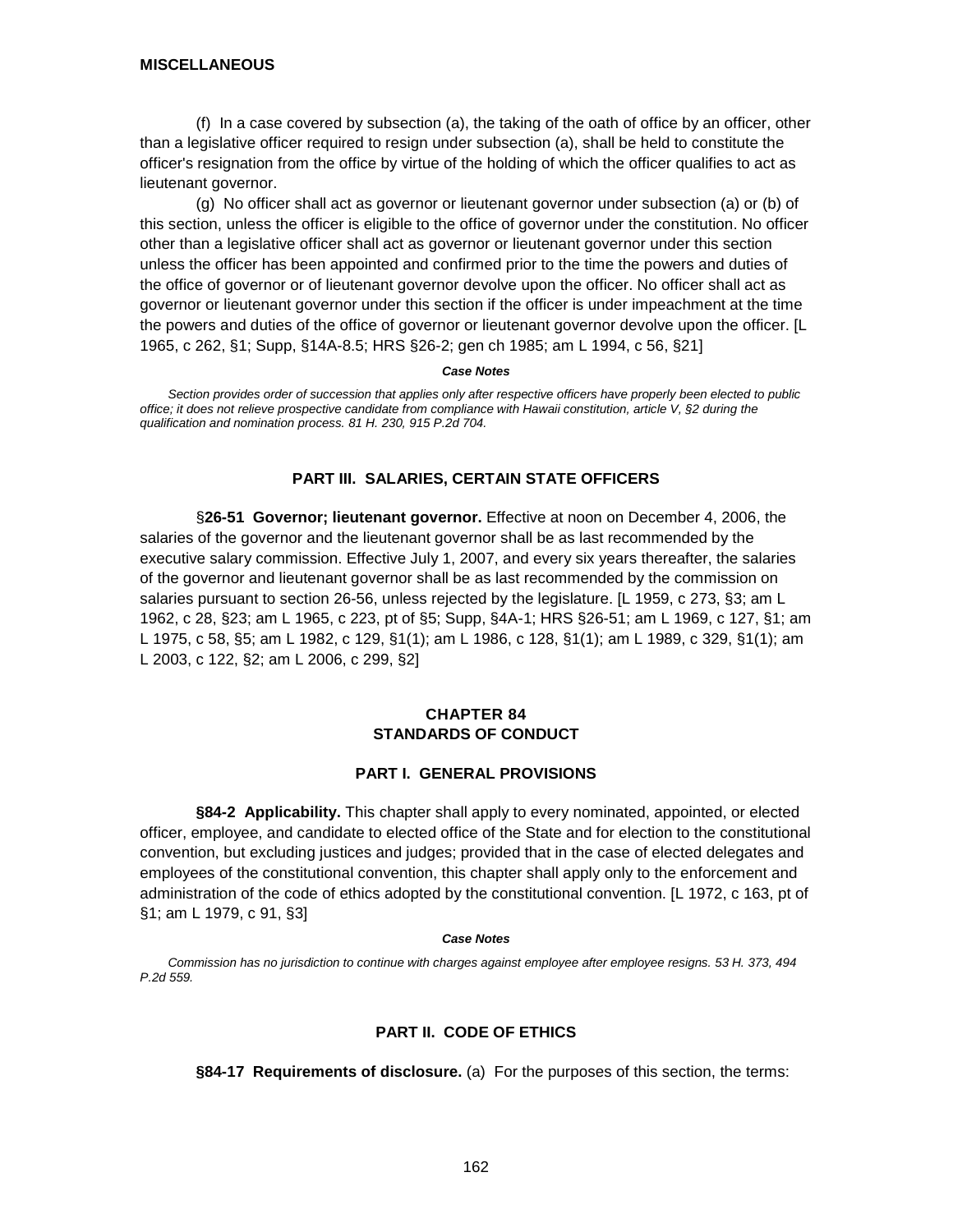(f) In a case covered by subsection (a), the taking of the oath of office by an officer, other than a legislative officer required to resign under subsection (a), shall be held to constitute the officer's resignation from the office by virtue of the holding of which the officer qualifies to act as lieutenant governor.

(g) No officer shall act as governor or lieutenant governor under subsection (a) or (b) of this section, unless the officer is eligible to the office of governor under the constitution. No officer other than a legislative officer shall act as governor or lieutenant governor under this section unless the officer has been appointed and confirmed prior to the time the powers and duties of the office of governor or of lieutenant governor devolve upon the officer. No officer shall act as governor or lieutenant governor under this section if the officer is under impeachment at the time the powers and duties of the office of governor or lieutenant governor devolve upon the officer. [L 1965, c 262, §1; Supp, §14A-8.5; HRS §26-2; gen ch 1985; am L 1994, c 56, §21]

***Case Notes***

*Section provides order of succession that applies only after respective officers have properly been elected to public office; it does not relieve prospective candidate from compliance with Hawaii constitution, article V, §2 during the qualification and nomination process. 81 H. 230, 915 P.2d 704.*

## PART III. SALARIES, CERTAIN STATE OFFICERS

§**26-51 Governor; lieutenant governor.** Effective at noon on December 4, 2006, the salaries of the governor and the lieutenant governor shall be as last recommended by the executive salary commission. Effective July 1, 2007, and every six years thereafter, the salaries of the governor and lieutenant governor shall be as last recommended by the commission on salaries pursuant to section 26-56, unless rejected by the legislature. [L 1959, c 273, §3; am L 1962, c 28, §23; am L 1965, c 223, pt of §5; Supp, §4A-1; HRS §26-51; am L 1969, c 127, §1; am L 1975, c 58, §5; am L 1982, c 129, §1(1); am L 1986, c 128, §1(1); am L 1989, c 329, §1(1); am L 2003, c 122, §2; am L 2006, c 299, §2]

# CHAPTER 84
# STANDARDS OF CONDUCT

## PART I. GENERAL PROVISIONS

**§84-2 Applicability.** This chapter shall apply to every nominated, appointed, or elected officer, employee, and candidate to elected office of the State and for election to the constitutional convention, but excluding justices and judges; provided that in the case of elected delegates and employees of the constitutional convention, this chapter shall apply only to the enforcement and administration of the code of ethics adopted by the constitutional convention. [L 1972, c 163, pt of §1; am L 1979, c 91, §3]

***Case Notes***

*Commission has no jurisdiction to continue with charges against employee after employee resigns. 53 H. 373, 494 P.2d 559.*

## PART II. CODE OF ETHICS

**§84-17 Requirements of disclosure.** (a) For the purposes of this section, the terms: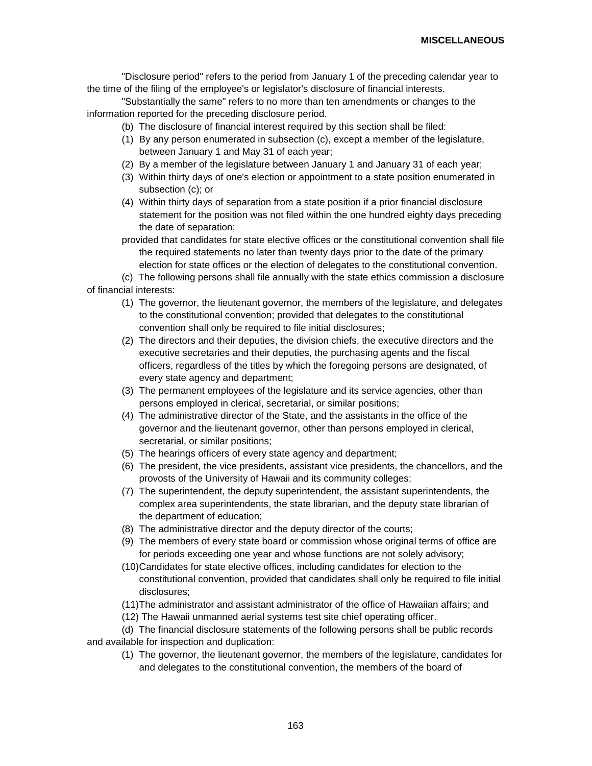"Disclosure period" refers to the period from January 1 of the preceding calendar year to the time of the filing of the employee's or legislator's disclosure of financial interests.

"Substantially the same" refers to no more than ten amendments or changes to the information reported for the preceding disclosure period.

(b) The disclosure of financial interest required by this section shall be filed:

(1) By any person enumerated in subsection (c), except a member of the legislature, between January 1 and May 31 of each year;

(2) By a member of the legislature between January 1 and January 31 of each year;

(3) Within thirty days of one's election or appointment to a state position enumerated in subsection (c); or

(4) Within thirty days of separation from a state position if a prior financial disclosure statement for the position was not filed within the one hundred eighty days preceding the date of separation;

provided that candidates for state elective offices or the constitutional convention shall file the required statements no later than twenty days prior to the date of the primary election for state offices or the election of delegates to the constitutional convention.

(c) The following persons shall file annually with the state ethics commission a disclosure of financial interests:

(1) The governor, the lieutenant governor, the members of the legislature, and delegates to the constitutional convention; provided that delegates to the constitutional convention shall only be required to file initial disclosures;

(2) The directors and their deputies, the division chiefs, the executive directors and the executive secretaries and their deputies, the purchasing agents and the fiscal officers, regardless of the titles by which the foregoing persons are designated, of every state agency and department;

(3) The permanent employees of the legislature and its service agencies, other than persons employed in clerical, secretarial, or similar positions;

(4) The administrative director of the State, and the assistants in the office of the governor and the lieutenant governor, other than persons employed in clerical, secretarial, or similar positions;

(5) The hearings officers of every state agency and department;

(6) The president, the vice presidents, assistant vice presidents, the chancellors, and the provosts of the University of Hawaii and its community colleges;

(7) The superintendent, the deputy superintendent, the assistant superintendents, the complex area superintendents, the state librarian, and the deputy state librarian of the department of education;

(8) The administrative director and the deputy director of the courts;

(9) The members of every state board or commission whose original terms of office are for periods exceeding one year and whose functions are not solely advisory;

(10) Candidates for state elective offices, including candidates for election to the constitutional convention, provided that candidates shall only be required to file initial disclosures;

(11) The administrator and assistant administrator of the office of Hawaiian affairs; and

(12) The Hawaii unmanned aerial systems test site chief operating officer.

(d) The financial disclosure statements of the following persons shall be public records and available for inspection and duplication:

(1) The governor, the lieutenant governor, the members of the legislature, candidates for and delegates to the constitutional convention, the members of the board of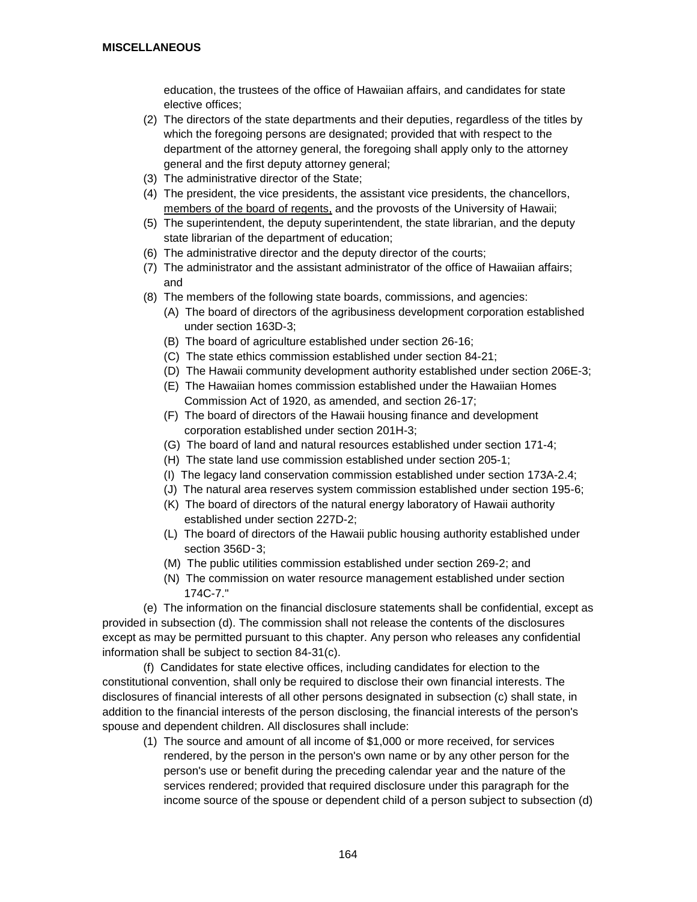education, the trustees of the office of Hawaiian affairs, and candidates for state elective offices;

(2) The directors of the state departments and their deputies, regardless of the titles by which the foregoing persons are designated; provided that with respect to the department of the attorney general, the foregoing shall apply only to the attorney general and the first deputy attorney general;

(3) The administrative director of the State;

(4) The president, the vice presidents, the assistant vice presidents, the chancellors, <u>members of the board of regents,</u> and the provosts of the University of Hawaii;

(5) The superintendent, the deputy superintendent, the state librarian, and the deputy state librarian of the department of education;

(6) The administrative director and the deputy director of the courts;

(7) The administrator and the assistant administrator of the office of Hawaiian affairs; and

(8) The members of the following state boards, commissions, and agencies:

   (A) The board of directors of the agribusiness development corporation established under section 163D-3;

   (B) The board of agriculture established under section 26-16;

   (C) The state ethics commission established under section 84-21;

   (D) The Hawaii community development authority established under section 206E-3;

   (E) The Hawaiian homes commission established under the Hawaiian Homes Commission Act of 1920, as amended, and section 26-17;

   (F) The board of directors of the Hawaii housing finance and development corporation established under section 201H-3;

   (G) The board of land and natural resources established under section 171-4;

   (H) The state land use commission established under section 205-1;

   (I) The legacy land conservation commission established under section 173A-2.4;

   (J) The natural area reserves system commission established under section 195-6;

   (K) The board of directors of the natural energy laboratory of Hawaii authority established under section 227D-2;

   (L) The board of directors of the Hawaii public housing authority established under section 356D-3;

   (M) The public utilities commission established under section 269-2; and

   (N) The commission on water resource management established under section 174C-7."

(e) The information on the financial disclosure statements shall be confidential, except as provided in subsection (d). The commission shall not release the contents of the disclosures except as may be permitted pursuant to this chapter. Any person who releases any confidential information shall be subject to section 84-31(c).

(f) Candidates for state elective offices, including candidates for election to the constitutional convention, shall only be required to disclose their own financial interests. The disclosures of financial interests of all other persons designated in subsection (c) shall state, in addition to the financial interests of the person disclosing, the financial interests of the person's spouse and dependent children. All disclosures shall include:

(1) The source and amount of all income of $1,000 or more received, for services rendered, by the person in the person's own name or by any other person for the person's use or benefit during the preceding calendar year and the nature of the services rendered; provided that required disclosure under this paragraph for the income source of the spouse or dependent child of a person subject to subsection (d)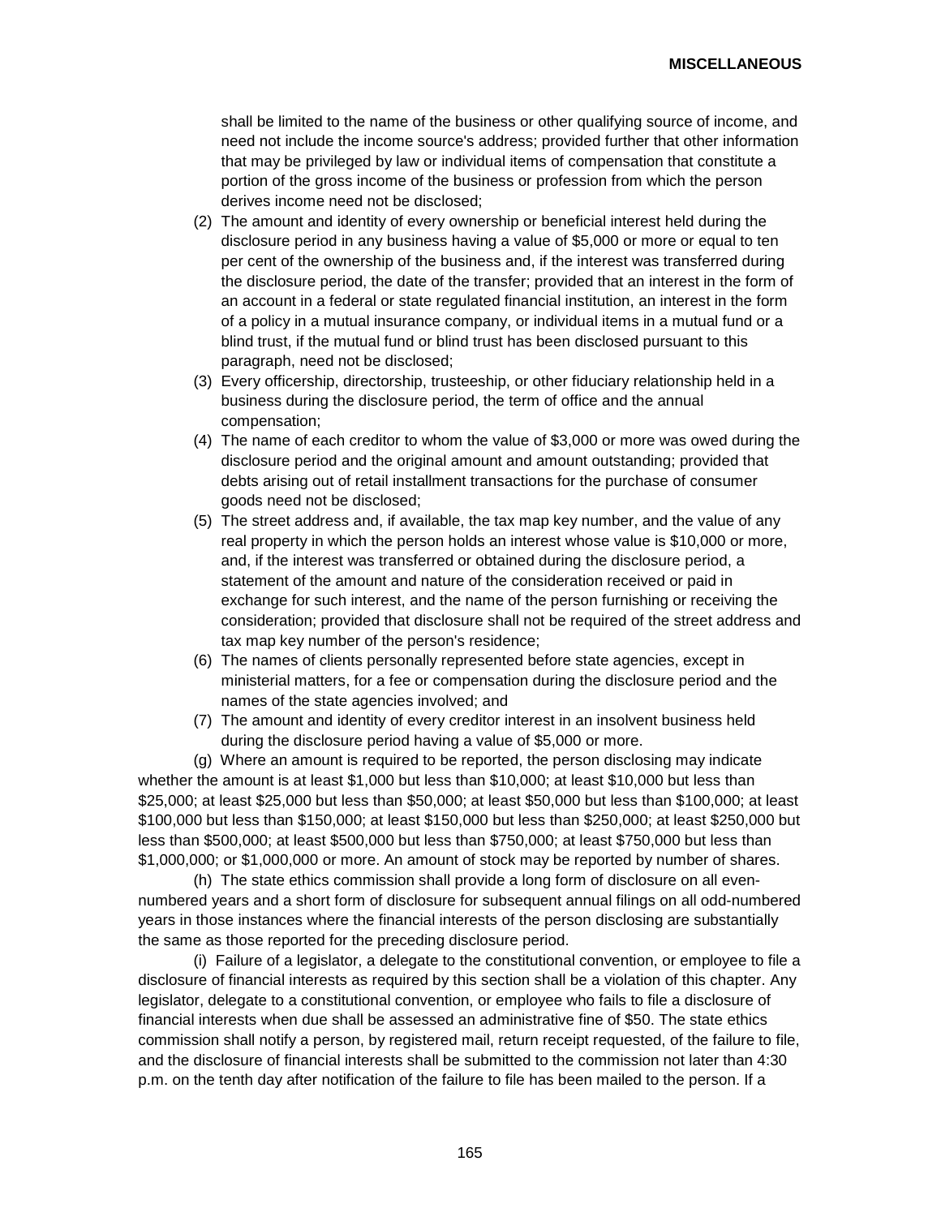shall be limited to the name of the business or other qualifying source of income, and need not include the income source's address; provided further that other information that may be privileged by law or individual items of compensation that constitute a portion of the gross income of the business or profession from which the person derives income need not be disclosed;

(2) The amount and identity of every ownership or beneficial interest held during the disclosure period in any business having a value of $5,000 or more or equal to ten per cent of the ownership of the business and, if the interest was transferred during the disclosure period, the date of the transfer; provided that an interest in the form of an account in a federal or state regulated financial institution, an interest in the form of a policy in a mutual insurance company, or individual items in a mutual fund or a blind trust, if the mutual fund or blind trust has been disclosed pursuant to this paragraph, need not be disclosed;

(3) Every officership, directorship, trusteeship, or other fiduciary relationship held in a business during the disclosure period, the term of office and the annual compensation;

(4) The name of each creditor to whom the value of $3,000 or more was owed during the disclosure period and the original amount and amount outstanding; provided that debts arising out of retail installment transactions for the purchase of consumer goods need not be disclosed;

(5) The street address and, if available, the tax map key number, and the value of any real property in which the person holds an interest whose value is $10,000 or more, and, if the interest was transferred or obtained during the disclosure period, a statement of the amount and nature of the consideration received or paid in exchange for such interest, and the name of the person furnishing or receiving the consideration; provided that disclosure shall not be required of the street address and tax map key number of the person's residence;

(6) The names of clients personally represented before state agencies, except in ministerial matters, for a fee or compensation during the disclosure period and the names of the state agencies involved; and

(7) The amount and identity of every creditor interest in an insolvent business held during the disclosure period having a value of $5,000 or more.

(g) Where an amount is required to be reported, the person disclosing may indicate whether the amount is at least $1,000 but less than $10,000; at least $10,000 but less than $25,000; at least $25,000 but less than $50,000; at least $50,000 but less than $100,000; at least $100,000 but less than $150,000; at least $150,000 but less than $250,000; at least $250,000 but less than $500,000; at least $500,000 but less than $750,000; at least $750,000 but less than $1,000,000; or $1,000,000 or more. An amount of stock may be reported by number of shares.

(h) The state ethics commission shall provide a long form of disclosure on all even-numbered years and a short form of disclosure for subsequent annual filings on all odd-numbered years in those instances where the financial interests of the person disclosing are substantially the same as those reported for the preceding disclosure period.

(i) Failure of a legislator, a delegate to the constitutional convention, or employee to file a disclosure of financial interests as required by this section shall be a violation of this chapter. Any legislator, delegate to a constitutional convention, or employee who fails to file a disclosure of financial interests when due shall be assessed an administrative fine of $50. The state ethics commission shall notify a person, by registered mail, return receipt requested, of the failure to file, and the disclosure of financial interests shall be submitted to the commission not later than 4:30 p.m. on the tenth day after notification of the failure to file has been mailed to the person. If a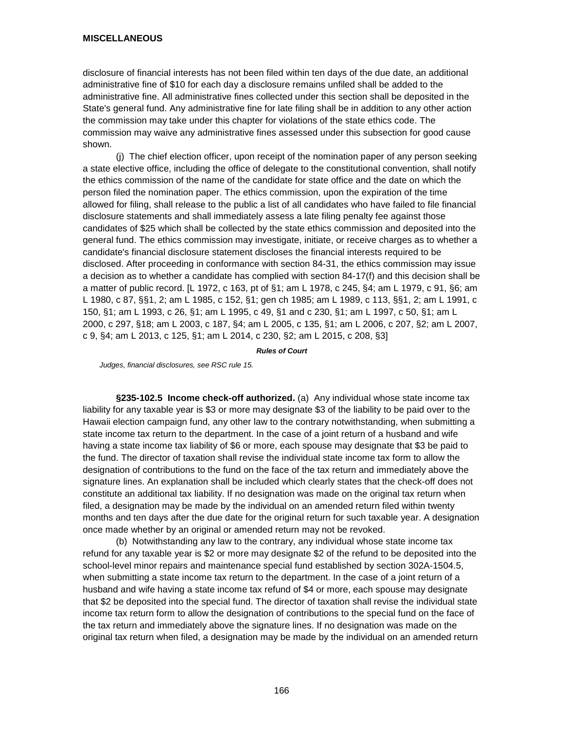disclosure of financial interests has not been filed within ten days of the due date, an additional administrative fine of $10 for each day a disclosure remains unfiled shall be added to the administrative fine. All administrative fines collected under this section shall be deposited in the State's general fund. Any administrative fine for late filing shall be in addition to any other action the commission may take under this chapter for violations of the state ethics code. The commission may waive any administrative fines assessed under this subsection for good cause shown.

(j) The chief election officer, upon receipt of the nomination paper of any person seeking a state elective office, including the office of delegate to the constitutional convention, shall notify the ethics commission of the name of the candidate for state office and the date on which the person filed the nomination paper. The ethics commission, upon the expiration of the time allowed for filing, shall release to the public a list of all candidates who have failed to file financial disclosure statements and shall immediately assess a late filing penalty fee against those candidates of $25 which shall be collected by the state ethics commission and deposited into the general fund. The ethics commission may investigate, initiate, or receive charges as to whether a candidate's financial disclosure statement discloses the financial interests required to be disclosed. After proceeding in conformance with section 84-31, the ethics commission may issue a decision as to whether a candidate has complied with section 84-17(f) and this decision shall be a matter of public record. [L 1972, c 163, pt of §1; am L 1978, c 245, §4; am L 1979, c 91, §6; am L 1980, c 87, §§1, 2; am L 1985, c 152, §1; gen ch 1985; am L 1989, c 113, §§1, 2; am L 1991, c 150, §1; am L 1993, c 26, §1; am L 1995, c 49, §1 and c 230, §1; am L 1997, c 50, §1; am L 2000, c 297, §18; am L 2003, c 187, §4; am L 2005, c 135, §1; am L 2006, c 207, §2; am L 2007, c 9, §4; am L 2013, c 125, §1; am L 2014, c 230, §2; am L 2015, c 208, §3]

***Rules of Court***

*Judges, financial disclosures, see RSC rule 15.*

**§235-102.5 Income check-off authorized.** (a) Any individual whose state income tax liability for any taxable year is $3 or more may designate $3 of the liability to be paid over to the Hawaii election campaign fund, any other law to the contrary notwithstanding, when submitting a state income tax return to the department. In the case of a joint return of a husband and wife having a state income tax liability of $6 or more, each spouse may designate that $3 be paid to the fund. The director of taxation shall revise the individual state income tax form to allow the designation of contributions to the fund on the face of the tax return and immediately above the signature lines. An explanation shall be included which clearly states that the check-off does not constitute an additional tax liability. If no designation was made on the original tax return when filed, a designation may be made by the individual on an amended return filed within twenty months and ten days after the due date for the original return for such taxable year. A designation once made whether by an original or amended return may not be revoked.

(b) Notwithstanding any law to the contrary, any individual whose state income tax refund for any taxable year is $2 or more may designate $2 of the refund to be deposited into the school-level minor repairs and maintenance special fund established by section 302A-1504.5, when submitting a state income tax return to the department. In the case of a joint return of a husband and wife having a state income tax refund of $4 or more, each spouse may designate that $2 be deposited into the special fund. The director of taxation shall revise the individual state income tax return form to allow the designation of contributions to the special fund on the face of the tax return and immediately above the signature lines. If no designation was made on the original tax return when filed, a designation may be made by the individual on an amended return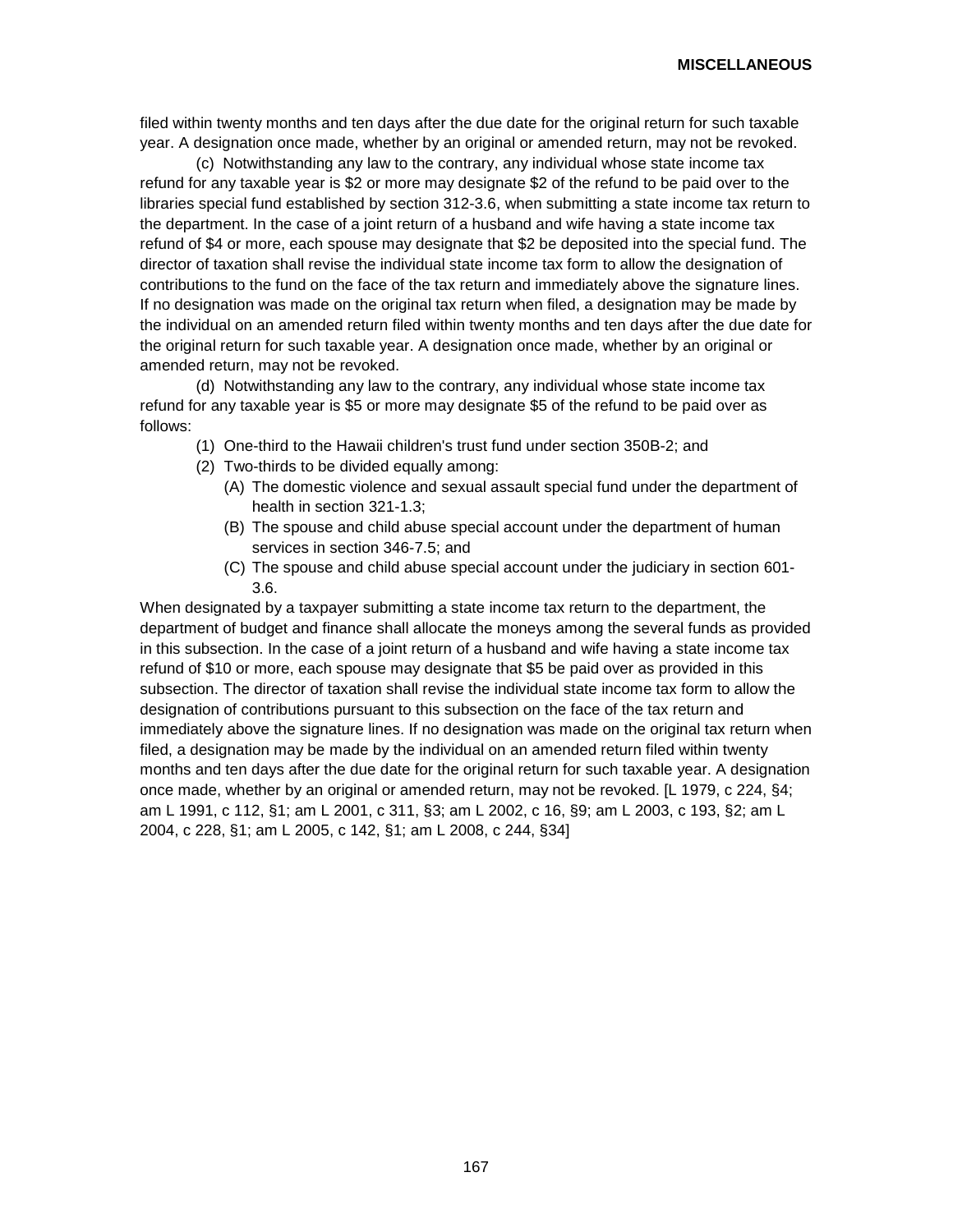filed within twenty months and ten days after the due date for the original return for such taxable year. A designation once made, whether by an original or amended return, may not be revoked.

(c) Notwithstanding any law to the contrary, any individual whose state income tax refund for any taxable year is $2 or more may designate $2 of the refund to be paid over to the libraries special fund established by section 312-3.6, when submitting a state income tax return to the department. In the case of a joint return of a husband and wife having a state income tax refund of $4 or more, each spouse may designate that $2 be deposited into the special fund. The director of taxation shall revise the individual state income tax form to allow the designation of contributions to the fund on the face of the tax return and immediately above the signature lines. If no designation was made on the original tax return when filed, a designation may be made by the individual on an amended return filed within twenty months and ten days after the due date for the original return for such taxable year. A designation once made, whether by an original or amended return, may not be revoked.

(d) Notwithstanding any law to the contrary, any individual whose state income tax refund for any taxable year is $5 or more may designate $5 of the refund to be paid over as follows:

(1) One-third to the Hawaii children's trust fund under section 350B-2; and
(2) Two-thirds to be divided equally among:
   (A) The domestic violence and sexual assault special fund under the department of health in section 321-1.3;
   (B) The spouse and child abuse special account under the department of human services in section 346-7.5; and
   (C) The spouse and child abuse special account under the judiciary in section 601-3.6.

When designated by a taxpayer submitting a state income tax return to the department, the department of budget and finance shall allocate the moneys among the several funds as provided in this subsection. In the case of a joint return of a husband and wife having a state income tax refund of $10 or more, each spouse may designate that $5 be paid over as provided in this subsection. The director of taxation shall revise the individual state income tax form to allow the designation of contributions pursuant to this subsection on the face of the tax return and immediately above the signature lines. If no designation was made on the original tax return when filed, a designation may be made by the individual on an amended return filed within twenty months and ten days after the due date for the original return for such taxable year. A designation once made, whether by an original or amended return, may not be revoked. [L 1979, c 224, §4; am L 1991, c 112, §1; am L 2001, c 311, §3; am L 2002, c 16, §9; am L 2003, c 193, §2; am L 2004, c 228, §1; am L 2005, c 142, §1; am L 2008, c 244, §34]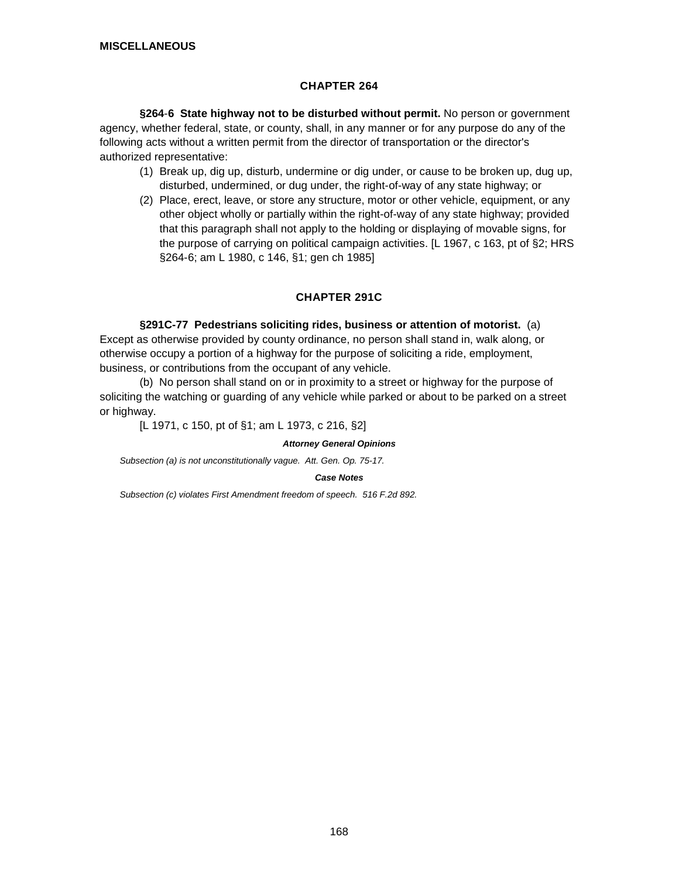**MISCELLANEOUS**

## CHAPTER 264

**§264-6 State highway not to be disturbed without permit.** No person or government agency, whether federal, state, or county, shall, in any manner or for any purpose do any of the following acts without a written permit from the director of transportation or the director's authorized representative:

(1) Break up, dig up, disturb, undermine or dig under, or cause to be broken up, dug up, disturbed, undermined, or dug under, the right-of-way of any state highway; or

(2) Place, erect, leave, or store any structure, motor or other vehicle, equipment, or any other object wholly or partially within the right-of-way of any state highway; provided that this paragraph shall not apply to the holding or displaying of movable signs, for the purpose of carrying on political campaign activities. [L 1967, c 163, pt of §2; HRS §264-6; am L 1980, c 146, §1; gen ch 1985]

## CHAPTER 291C

**§291C-77 Pedestrians soliciting rides, business or attention of motorist.** (a) Except as otherwise provided by county ordinance, no person shall stand in, walk along, or otherwise occupy a portion of a highway for the purpose of soliciting a ride, employment, business, or contributions from the occupant of any vehicle.

(b) No person shall stand on or in proximity to a street or highway for the purpose of soliciting the watching or guarding of any vehicle while parked or about to be parked on a street or highway.

[L 1971, c 150, pt of §1; am L 1973, c 216, §2]

***Attorney General Opinions***

*Subsection (a) is not unconstitutionally vague. Att. Gen. Op. 75-17.*

***Case Notes***

*Subsection (c) violates First Amendment freedom of speech. 516 F.2d 892.*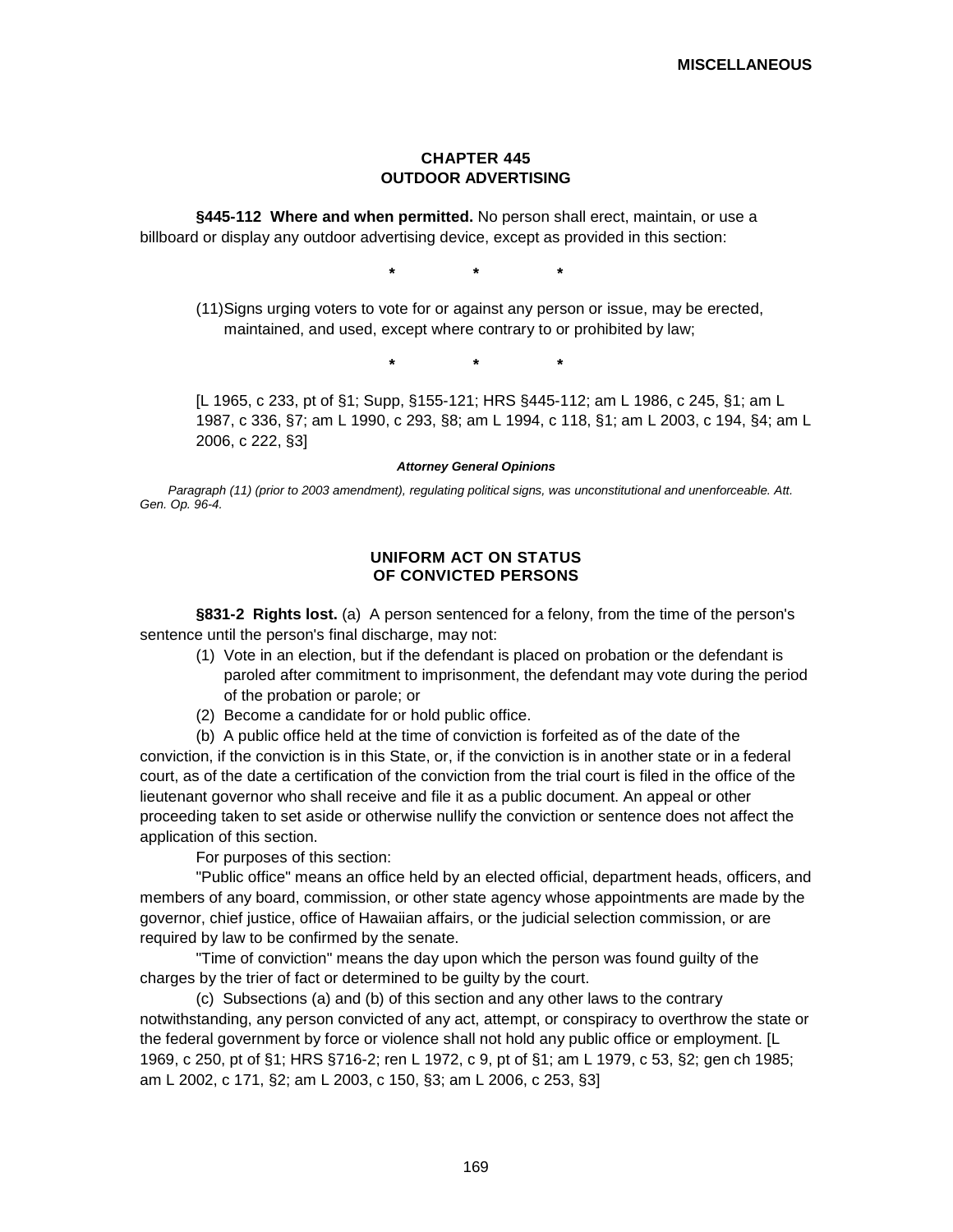## CHAPTER 445
## OUTDOOR ADVERTISING

**§445-112 Where and when permitted.** No person shall erect, maintain, or use a billboard or display any outdoor advertising device, except as provided in this section:

\* \* \*

(11) Signs urging voters to vote for or against any person or issue, may be erected, maintained, and used, except where contrary to or prohibited by law;

\* \* \*

[L 1965, c 233, pt of §1; Supp, §155-121; HRS §445-112; am L 1986, c 245, §1; am L 1987, c 336, §7; am L 1990, c 293, §8; am L 1994, c 118, §1; am L 2003, c 194, §4; am L 2006, c 222, §3]

***Attorney General Opinions***

*Paragraph (11) (prior to 2003 amendment), regulating political signs, was unconstitutional and unenforceable. Att. Gen. Op. 96-4.*

## UNIFORM ACT ON STATUS OF CONVICTED PERSONS

**§831-2 Rights lost.** (a) A person sentenced for a felony, from the time of the person's sentence until the person's final discharge, may not:

(1) Vote in an election, but if the defendant is placed on probation or the defendant is paroled after commitment to imprisonment, the defendant may vote during the period of the probation or parole; or

(2) Become a candidate for or hold public office.

(b) A public office held at the time of conviction is forfeited as of the date of the conviction, if the conviction is in this State, or, if the conviction is in another state or in a federal court, as of the date a certification of the conviction from the trial court is filed in the office of the lieutenant governor who shall receive and file it as a public document. An appeal or other proceeding taken to set aside or otherwise nullify the conviction or sentence does not affect the application of this section.

For purposes of this section:

"Public office" means an office held by an elected official, department heads, officers, and members of any board, commission, or other state agency whose appointments are made by the governor, chief justice, office of Hawaiian affairs, or the judicial selection commission, or are required by law to be confirmed by the senate.

"Time of conviction" means the day upon which the person was found guilty of the charges by the trier of fact or determined to be guilty by the court.

(c) Subsections (a) and (b) of this section and any other laws to the contrary notwithstanding, any person convicted of any act, attempt, or conspiracy to overthrow the state or the federal government by force or violence shall not hold any public office or employment. [L 1969, c 250, pt of §1; HRS §716-2; ren L 1972, c 9, pt of §1; am L 1979, c 53, §2; gen ch 1985; am L 2002, c 171, §2; am L 2003, c 150, §3; am L 2006, c 253, §3]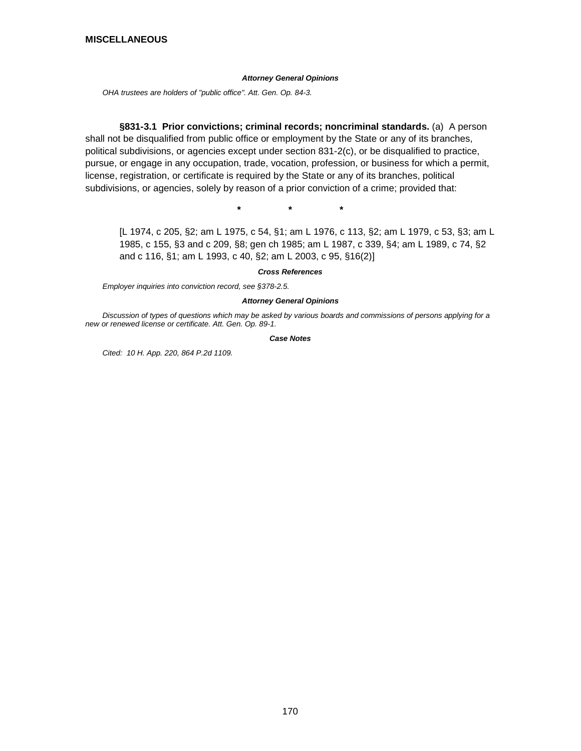#### *Attorney General Opinions*

*OHA trustees are holders of "public office". Att. Gen. Op. 84-3.*

**§831-3.1 Prior convictions; criminal records; noncriminal standards.** (a) A person shall not be disqualified from public office or employment by the State or any of its branches, political subdivisions, or agencies except under section 831-2(c), or be disqualified to practice, pursue, or engage in any occupation, trade, vocation, profession, or business for which a permit, license, registration, or certificate is required by the State or any of its branches, political subdivisions, or agencies, solely by reason of a prior conviction of a crime; provided that:

\*     \*     \*

[L 1974, c 205, §2; am L 1975, c 54, §1; am L 1976, c 113, §2; am L 1979, c 53, §3; am L 1985, c 155, §3 and c 209, §8; gen ch 1985; am L 1987, c 339, §4; am L 1989, c 74, §2 and c 116, §1; am L 1993, c 40, §2; am L 2003, c 95, §16(2)]

#### *Cross References*

*Employer inquiries into conviction record, see §378-2.5.*

#### *Attorney General Opinions*

*Discussion of types of questions which may be asked by various boards and commissions of persons applying for a new or renewed license or certificate. Att. Gen. Op. 89-1.*

#### *Case Notes*

*Cited: 10 H. App. 220, 864 P.2d 1109.*